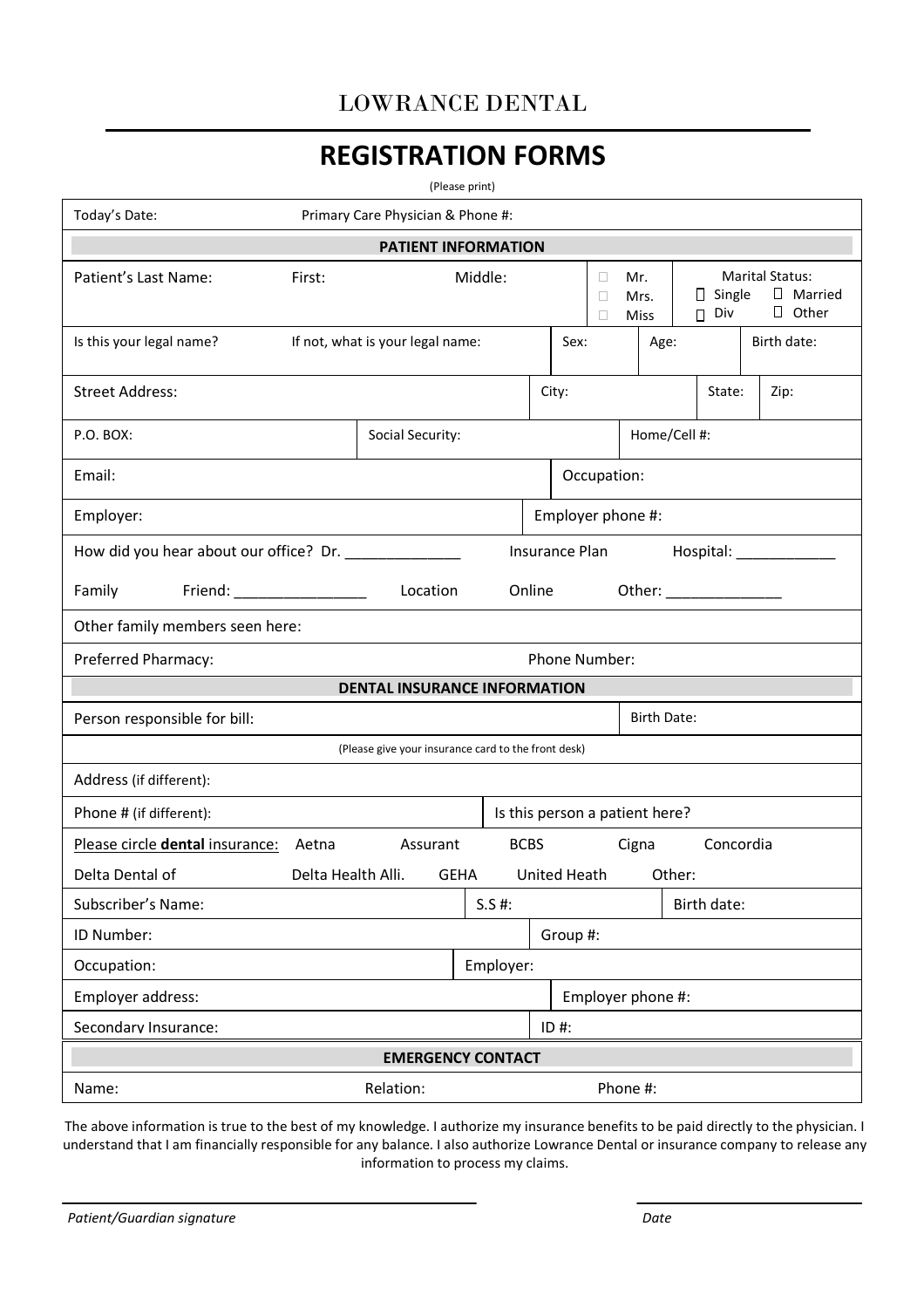LOWRANCE DENTAL

# REGISTRATION FORMS

(Please print)

| Today's Date: | Primary Care Physician & Phone #: |
|---|---|

**PATIENT INFORMATION**

| Patient's Last Name: | First: | Middle: | ☐ Mr. ☐ Mrs. ☐ Miss | Marital Status: ☐ Single ☐ Married ☐ Div ☐ Other |
|---|---|---|---|---|

| Is this your legal name? | If not, what is your legal name: | Sex: | Age: | Birth date: |
|---|---|---|---|---|

| Street Address: | City: | State: | Zip: |
|---|---|---|---|

| P.O. BOX: | Social Security: | Home/Cell #: |
|---|---|---|

| Email: | Occupation: |
|---|---|

| Employer: | Employer phone #: |
|---|---|

How did you hear about our office? Dr. ______________ Insurance Plan Hospital: ____________

Family Friend: ________________ Location Online Other: ______________

Other family members seen here:

| Preferred Pharmacy: | Phone Number: |
|---|---|

**DENTAL INSURANCE INFORMATION**

| Person responsible for bill: | Birth Date: |
|---|---|

(Please give your insurance card to the front desk)

Address (if different):

| Phone # (if different): | Is this person a patient here? |
|---|---|

Please circle **dental** insurance: Aetna Assurant BCBS Cigna Concordia

Delta Dental of Delta Health Alli. GEHA United Heath Other:

| Subscriber's Name: | S.S #: | Birth date: |
|---|---|---|

| ID Number: | Group #: |
|---|---|

| Occupation: | Employer: |
|---|---|

| Employer address: | Employer phone #: |
|---|---|

| Secondary Insurance: | ID #: |
|---|---|

**EMERGENCY CONTACT**

| Name: | Relation: | Phone #: |
|---|---|---|

The above information is true to the best of my knowledge. I authorize my insurance benefits to be paid directly to the physician. I understand that I am financially responsible for any balance. I also authorize Lowrance Dental or insurance company to release any information to process my claims.

_______________________________ _______________

*Patient/Guardian signature* *Date*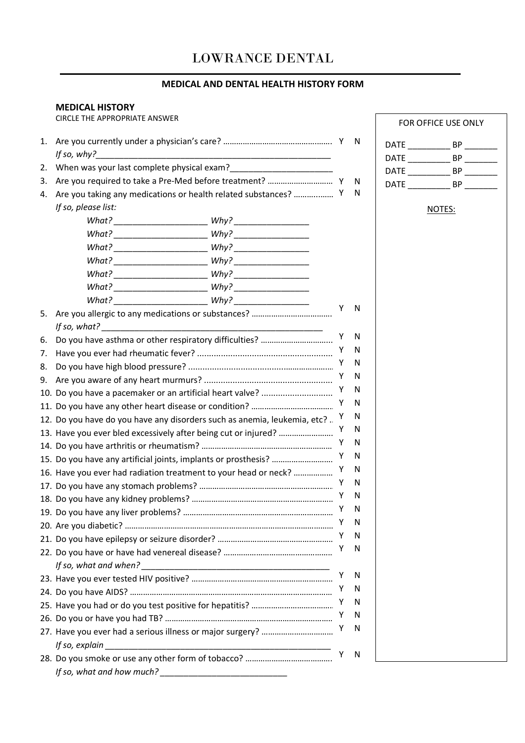# LOWRANCE DENTAL

## MEDICAL AND DENTAL HEALTH HISTORY FORM

### MEDICAL HISTORY

CIRCLE THE APPROPRIATE ANSWER

1. Are you currently under a physician's care? ................................................ Y N
   *If so, why?*_______________________________________________
2. When was your last complete physical exam?_______________________
3. Are you required to take a Pre-Med before treatment? ............................ Y N
4. Are you taking any medications or health related substances? ................ Y N
   *If so, please list:*
   - *What?* ____________________ *Why?* ________________
   - *What?* ____________________ *Why?* ________________
   - *What?* ____________________ *Why?* ________________
   - *What?* ____________________ *Why?* ________________
   - *What?* ____________________ *Why?* ________________
   - *What?* ____________________ *Why?* ________________
   - *What?* ____________________ *Why?* ________________
5. Are you allergic to any medications or substances? .................................... Y N
   *If so, what?* _______________________________________________
6. Do you have asthma or other respiratory difficulties? ................................ Y N
7. Have you ever had rheumatic fever? ........................................................ Y N
8. Do you have high blood pressure? ............................................................ Y N
9. Are you aware of any heart murmurs? ..................................................... Y N
10. Do you have a pacemaker or an artificial heart valve? .............................. Y N
11. Do you have any other heart disease or condition? .................................... Y N
12. Do you have do you have any disorders such as anemia, leukemia, etc? .. Y N
13. Have you ever bled excessively after being cut or injured? ........................ Y N
14. Do you have arthritis or rheumatism? ........................................................ Y N
15. Do you have any artificial joints, implants or prosthesis? .......................... Y N
16. Have you ever had radiation treatment to your head or neck? .................. Y N
17. Do you have any stomach problems? .......................................................... Y N
18. Do you have any kidney problems? ............................................................ Y N
19. Do you have any liver problems? ................................................................ Y N
20. Are you diabetic? ........................................................................................ Y N
21. Do you have epilepsy or seizure disorder? ................................................. Y N
22. Do you have or have had venereal disease? ............................................... Y N
    *If so, what and when?* __________________________________________
23. Have you ever tested HIV positive? ............................................................ Y N
24. Do you have AIDS? ..................................................................................... Y N
25. Have you had or do you test positive for hepatitis? .................................. Y N
26. Do you or have you had TB? ....................................................................... Y N
27. Have you ever had a serious illness or major surgery? ............................... Y N
    *If so, explain* __________________________________________________
28. Do you smoke or use any other form of tobacco? ...................................... Y N
    *If so, what and how much?* ____________________________

| FOR OFFICE USE ONLY |
|---|
| DATE _________ BP _______ |
| DATE _________ BP _______ |
| DATE _________ BP _______ |
| DATE _________ BP _______ |
| NOTES: |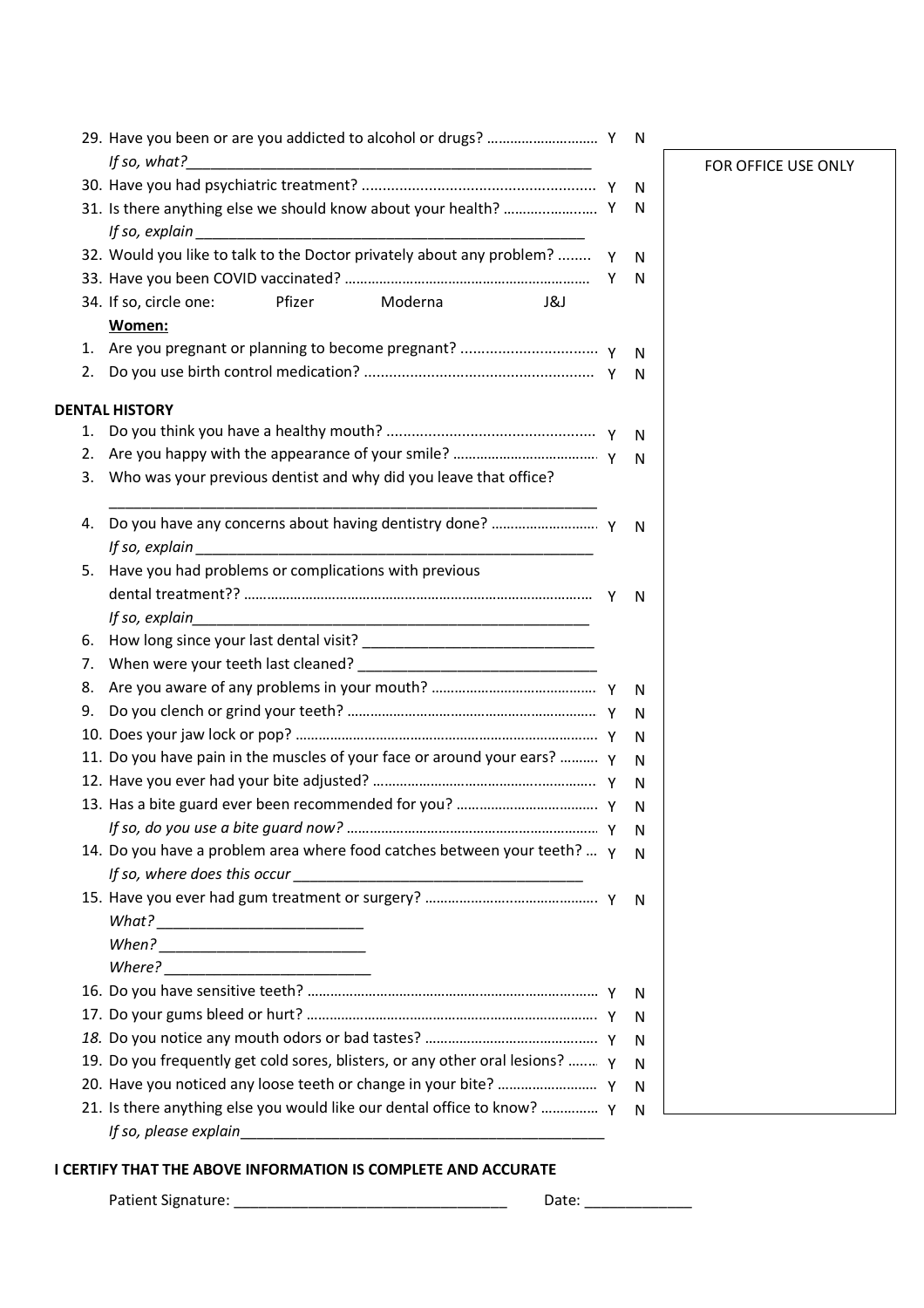29. Have you been or are you addicted to alcohol or drugs? ............................ Y N
    *If so, what?*\_\_\_\_\_\_\_\_\_\_\_\_\_\_\_\_\_\_\_\_\_\_\_\_\_\_\_\_\_\_\_\_\_\_\_\_\_\_\_\_\_\_\_\_\_\_\_\_\_\_\_
30. Have you had psychiatric treatment? ....................................................... Y N
31. Is there anything else we should know about your health? ........................ Y N
    *If so, explain* \_\_\_\_\_\_\_\_\_\_\_\_\_\_\_\_\_\_\_\_\_\_\_\_\_\_\_\_\_\_\_\_\_\_\_\_\_\_\_\_\_\_\_\_\_\_\_\_\_\_\_
32. Would you like to talk to the Doctor privately about any problem? ........ Y N
33. Have you been COVID vaccinated? .............................................................. Y N
34. If so, circle one: Pfizer Moderna J&J

**Women:**

1. Are you pregnant or planning to become pregnant? ................................ Y N
2. Do you use birth control medication? ...................................................... Y N

FOR OFFICE USE ONLY

**DENTAL HISTORY**

1. Do you think you have a healthy mouth? ................................................. Y N
2. Are you happy with the appearance of your smile? ..................................... Y N
3. Who was your previous dentist and why did you leave that office?
   \_\_\_\_\_\_\_\_\_\_\_\_\_\_\_\_\_\_\_\_\_\_\_\_\_\_\_\_\_\_\_\_\_\_\_\_\_\_\_\_\_\_\_\_\_\_\_\_\_\_\_\_\_\_\_\_\_\_\_\_\_\_\_\_
4. Do you have any concerns about having dentistry done? ........................... Y N
   *If so, explain* \_\_\_\_\_\_\_\_\_\_\_\_\_\_\_\_\_\_\_\_\_\_\_\_\_\_\_\_\_\_\_\_\_\_\_\_\_\_\_\_\_\_\_\_\_\_\_\_\_\_\_\_\_
5. Have you had problems or complications with previous dental treatment?? ......................................................................................... Y N
   *If so, explain*\_\_\_\_\_\_\_\_\_\_\_\_\_\_\_\_\_\_\_\_\_\_\_\_\_\_\_\_\_\_\_\_\_\_\_\_\_\_\_\_\_\_\_\_\_\_\_\_\_\_\_\_\_
6. How long since your last dental visit? \_\_\_\_\_\_\_\_\_\_\_\_\_\_\_\_\_\_\_\_\_\_\_\_\_\_\_\_\_\_
7. When were your teeth last cleaned? \_\_\_\_\_\_\_\_\_\_\_\_\_\_\_\_\_\_\_\_\_\_\_\_\_\_\_\_\_\_
8. Are you aware of any problems in your mouth? .......................................... Y N
9. Do you clench or grind your teeth? ................................................................ Y N
10. Does your jaw lock or pop? ............................................................................. Y N
11. Do you have pain in the muscles of your face or around your ears? .......... Y N
12. Have you ever had your bite adjusted? ......................................................... Y N
13. Has a bite guard ever been recommended for you? .................................... Y N
    *If so, do you use a bite guard now?* ................................................................ Y N
14. Do you have a problem area where food catches between your teeth? ... Y N
    *If so, where does this occur* \_\_\_\_\_\_\_\_\_\_\_\_\_\_\_\_\_\_\_\_\_\_\_\_\_\_\_\_\_\_\_\_\_\_\_\_\_
15. Have you ever had gum treatment or surgery? ............................................ Y N
    *What?* \_\_\_\_\_\_\_\_\_\_\_\_\_\_\_\_\_\_\_\_\_\_\_\_\_\_
    *When?* \_\_\_\_\_\_\_\_\_\_\_\_\_\_\_\_\_\_\_\_\_\_\_\_\_\_
    *Where?* \_\_\_\_\_\_\_\_\_\_\_\_\_\_\_\_\_\_\_\_\_\_\_\_\_\_
16. Do you have sensitive teeth? .......................................................................... Y N
17. Do your gums bleed or hurt? .......................................................................... Y N
18. Do you notice any mouth odors or bad tastes? ............................................ Y N
19. Do you frequently get cold sores, blisters, or any other oral lesions? ........ Y N
20. Have you noticed any loose teeth or change in your bite? .......................... Y N
21. Is there anything else you would like our dental office to know? .............. Y N
    *If so, please explain*\_\_\_\_\_\_\_\_\_\_\_\_\_\_\_\_\_\_\_\_\_\_\_\_\_\_\_\_\_\_\_\_\_\_\_\_\_\_\_\_\_\_\_\_\_\_\_\_

**I CERTIFY THAT THE ABOVE INFORMATION IS COMPLETE AND ACCURATE**

Patient Signature: \_\_\_\_\_\_\_\_\_\_\_\_\_\_\_\_\_\_\_\_\_\_\_\_\_\_\_\_\_\_\_\_\_\_ Date: \_\_\_\_\_\_\_\_\_\_\_\_\_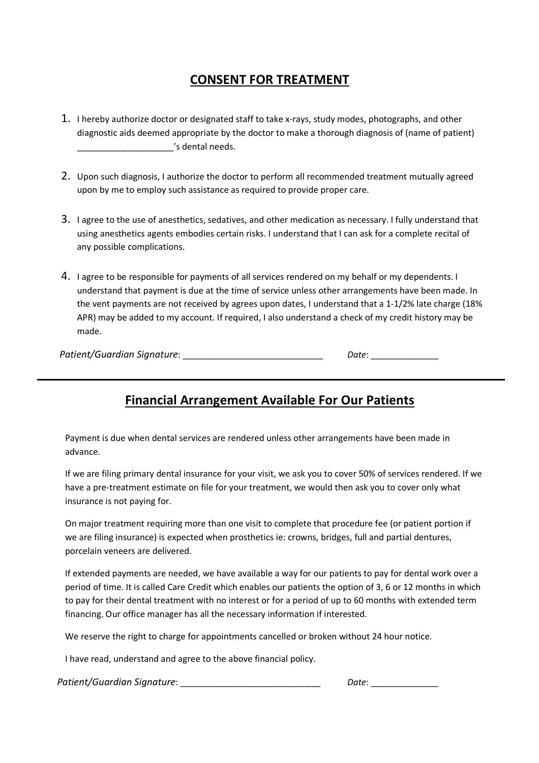# CONSENT FOR TREATMENT

1. I hereby authorize doctor or designated staff to take x-rays, study modes, photographs, and other diagnostic aids deemed appropriate by the doctor to make a thorough diagnosis of (name of patient) ___________________'s dental needs.

2. Upon such diagnosis, I authorize the doctor to perform all recommended treatment mutually agreed upon by me to employ such assistance as required to provide proper care.

3. I agree to the use of anesthetics, sedatives, and other medication as necessary. I fully understand that using anesthetics agents embodies certain risks. I understand that I can ask for a complete recital of any possible complications.

4. I agree to be responsible for payments of all services rendered on my behalf or my dependents. I understand that payment is due at the time of service unless other arrangements have been made. In the vent payments are not received by agrees upon dates, I understand that a 1-1/2% late charge (18% APR) may be added to my account. If required, I also understand a check of my credit history may be made.

*Patient/Guardian Signature*: ____________________________ *Date*: ______________

---

## Financial Arrangement Available For Our Patients

Payment is due when dental services are rendered unless other arrangements have been made in advance.

If we are filing primary dental insurance for your visit, we ask you to cover 50% of services rendered. If we have a pre-treatment estimate on file for your treatment, we would then ask you to cover only what insurance is not paying for.

On major treatment requiring more than one visit to complete that procedure fee (or patient portion if we are filing insurance) is expected when prosthetics ie: crowns, bridges, full and partial dentures, porcelain veneers are delivered.

If extended payments are needed, we have available a way for our patients to pay for dental work over a period of time. It is called Care Credit which enables our patients the option of 3, 6 or 12 months in which to pay for their dental treatment with no interest or for a period of up to 60 months with extended term financing. Our office manager has all the necessary information if interested.

We reserve the right to charge for appointments cancelled or broken without 24 hour notice.

I have read, understand and agree to the above financial policy.

*Patient/Guardian Signature*: ____________________________ *Date*: ______________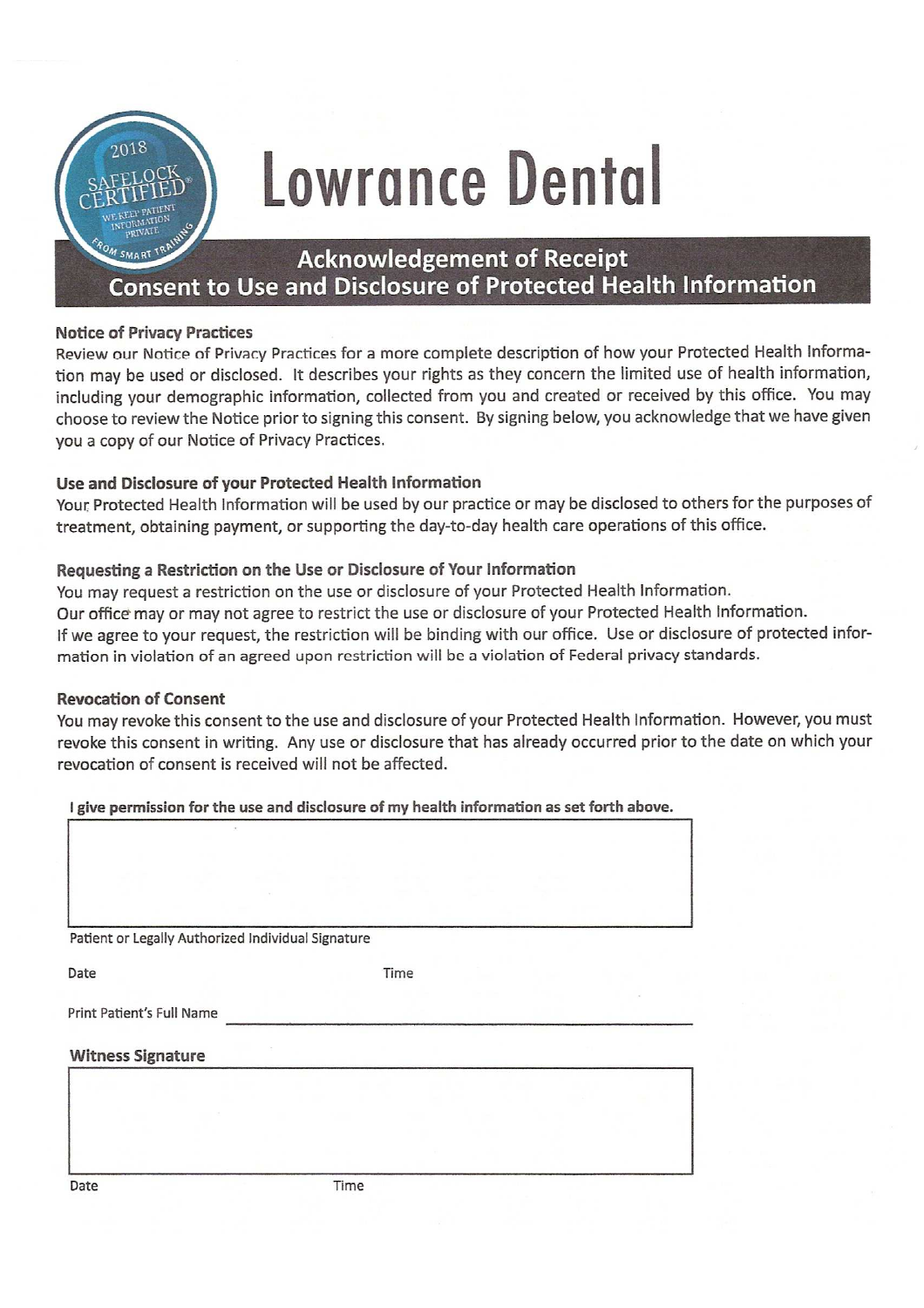2018 SAFELOCK CERTIFIED® WE KEEP PATIENT INFORMATION PRIVATE FROM SMART TRAINING

# Lowrance Dental

## Acknowledgement of Receipt
## Consent to Use and Disclosure of Protected Health Information

**Notice of Privacy Practices**

Review our Notice of Privacy Practices for a more complete description of how your Protected Health Information may be used or disclosed. It describes your rights as they concern the limited use of health information, including your demographic information, collected from you and created or received by this office. You may choose to review the Notice prior to signing this consent. By signing below, you acknowledge that we have given you a copy of our Notice of Privacy Practices.

**Use and Disclosure of your Protected Health Information**

Your Protected Health Information will be used by our practice or may be disclosed to others for the purposes of treatment, obtaining payment, or supporting the day-to-day health care operations of this office.

**Requesting a Restriction on the Use or Disclosure of Your Information**

You may request a restriction on the use or disclosure of your Protected Health Information.
Our office may or may not agree to restrict the use or disclosure of your Protected Health Information.
If we agree to your request, the restriction will be binding with our office. Use or disclosure of protected information in violation of an agreed upon restriction will be a violation of Federal privacy standards.

**Revocation of Consent**

You may revoke this consent to the use and disclosure of your Protected Health Information. However, you must revoke this consent in writing. Any use or disclosure that has already occurred prior to the date on which your revocation of consent is received will not be affected.

**I give permission for the use and disclosure of my health information as set forth above.**

Patient or Legally Authorized Individual Signature

Date Time

Print Patient's Full Name ______________________________

**Witness Signature**

Date Time